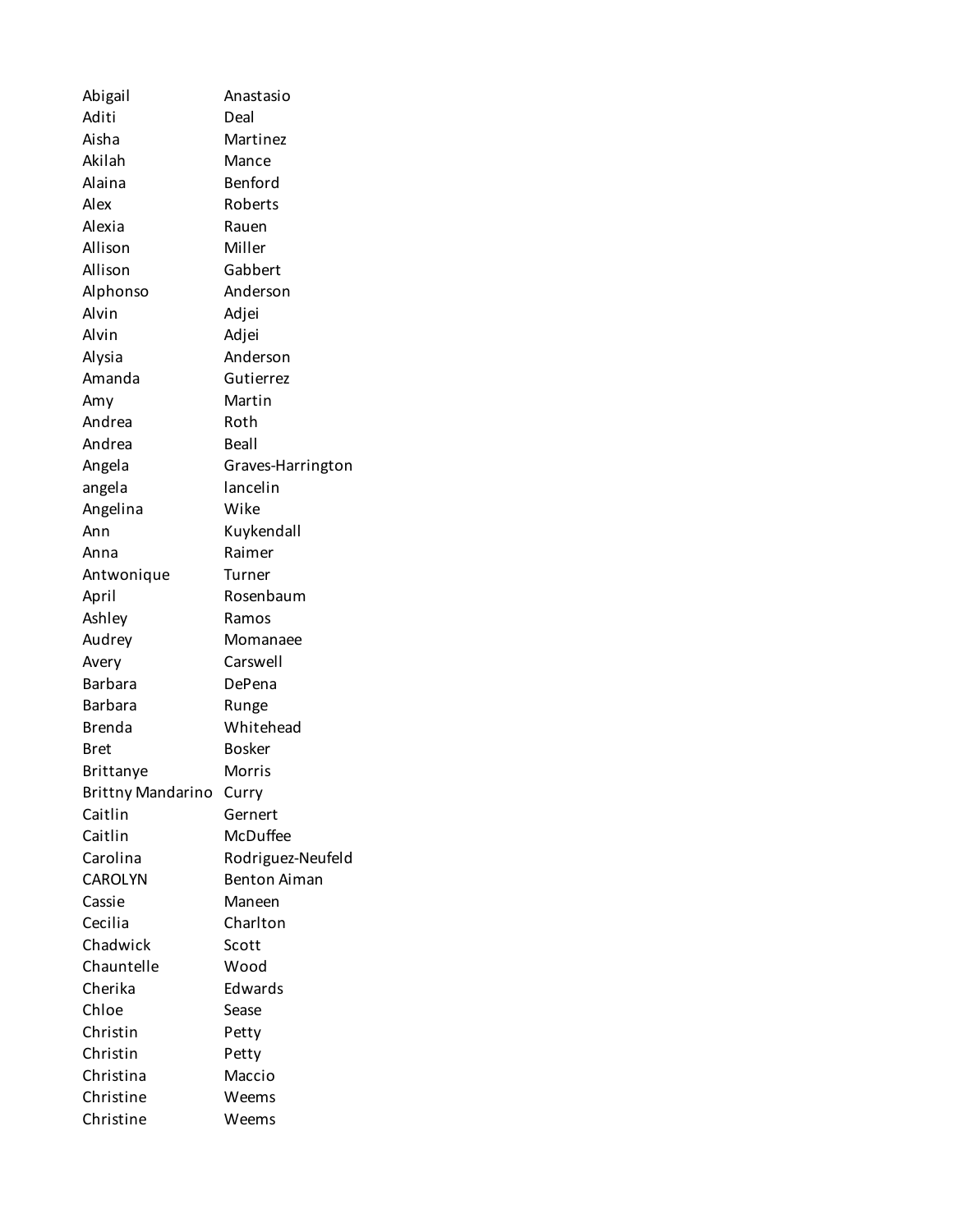| | |
|---|---|
| Abigail | Anastasio |
| Aditi | Deal |
| Aisha | Martinez |
| Akilah | Mance |
| Alaina | Benford |
| Alex | Roberts |
| Alexia | Rauen |
| Allison | Miller |
| Allison | Gabbert |
| Alphonso | Anderson |
| Alvin | Adjei |
| Alvin | Adjei |
| Alysia | Anderson |
| Amanda | Gutierrez |
| Amy | Martin |
| Andrea | Roth |
| Andrea | Beall |
| Angela | Graves-Harrington |
| angela | lancelin |
| Angelina | Wike |
| Ann | Kuykendall |
| Anna | Raimer |
| Antwonique | Turner |
| April | Rosenbaum |
| Ashley | Ramos |
| Audrey | Momanaee |
| Avery | Carswell |
| Barbara | DePena |
| Barbara | Runge |
| Brenda | Whitehead |
| Bret | Bosker |
| Brittanye | Morris |
| Brittny Mandarino | Curry |
| Caitlin | Gernert |
| Caitlin | McDuffee |
| Carolina | Rodriguez-Neufeld |
| CAROLYN | Benton Aiman |
| Cassie | Maneen |
| Cecilia | Charlton |
| Chadwick | Scott |
| Chauntelle | Wood |
| Cherika | Edwards |
| Chloe | Sease |
| Christin | Petty |
| Christin | Petty |
| Christina | Maccio |
| Christine | Weems |
| Christine | Weems |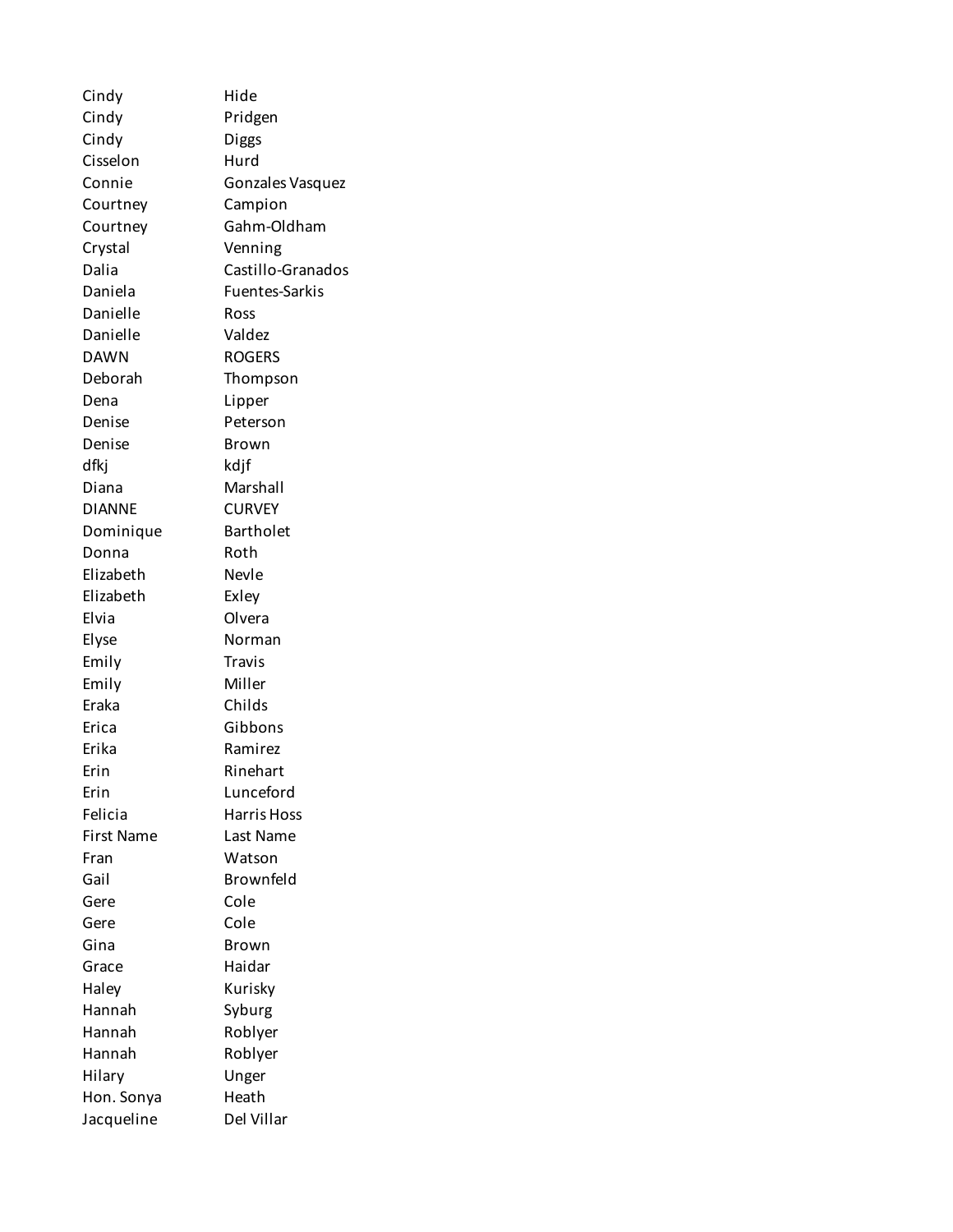| | |
|---|---|
| Cindy | Hide |
| Cindy | Pridgen |
| Cindy | Diggs |
| Cisselon | Hurd |
| Connie | Gonzales Vasquez |
| Courtney | Campion |
| Courtney | Gahm-Oldham |
| Crystal | Venning |
| Dalia | Castillo-Granados |
| Daniela | Fuentes-Sarkis |
| Danielle | Ross |
| Danielle | Valdez |
| DAWN | ROGERS |
| Deborah | Thompson |
| Dena | Lipper |
| Denise | Peterson |
| Denise | Brown |
| dfkj | kdjf |
| Diana | Marshall |
| DIANNE | CURVEY |
| Dominique | Bartholet |
| Donna | Roth |
| Elizabeth | Nevle |
| Elizabeth | Exley |
| Elvia | Olvera |
| Elyse | Norman |
| Emily | Travis |
| Emily | Miller |
| Eraka | Childs |
| Erica | Gibbons |
| Erika | Ramirez |
| Erin | Rinehart |
| Erin | Lunceford |
| Felicia | Harris Hoss |
| First Name | Last Name |
| Fran | Watson |
| Gail | Brownfeld |
| Gere | Cole |
| Gere | Cole |
| Gina | Brown |
| Grace | Haidar |
| Haley | Kurisky |
| Hannah | Syburg |
| Hannah | Roblyer |
| Hannah | Roblyer |
| Hilary | Unger |
| Hon. Sonya | Heath |
| Jacqueline | Del Villar |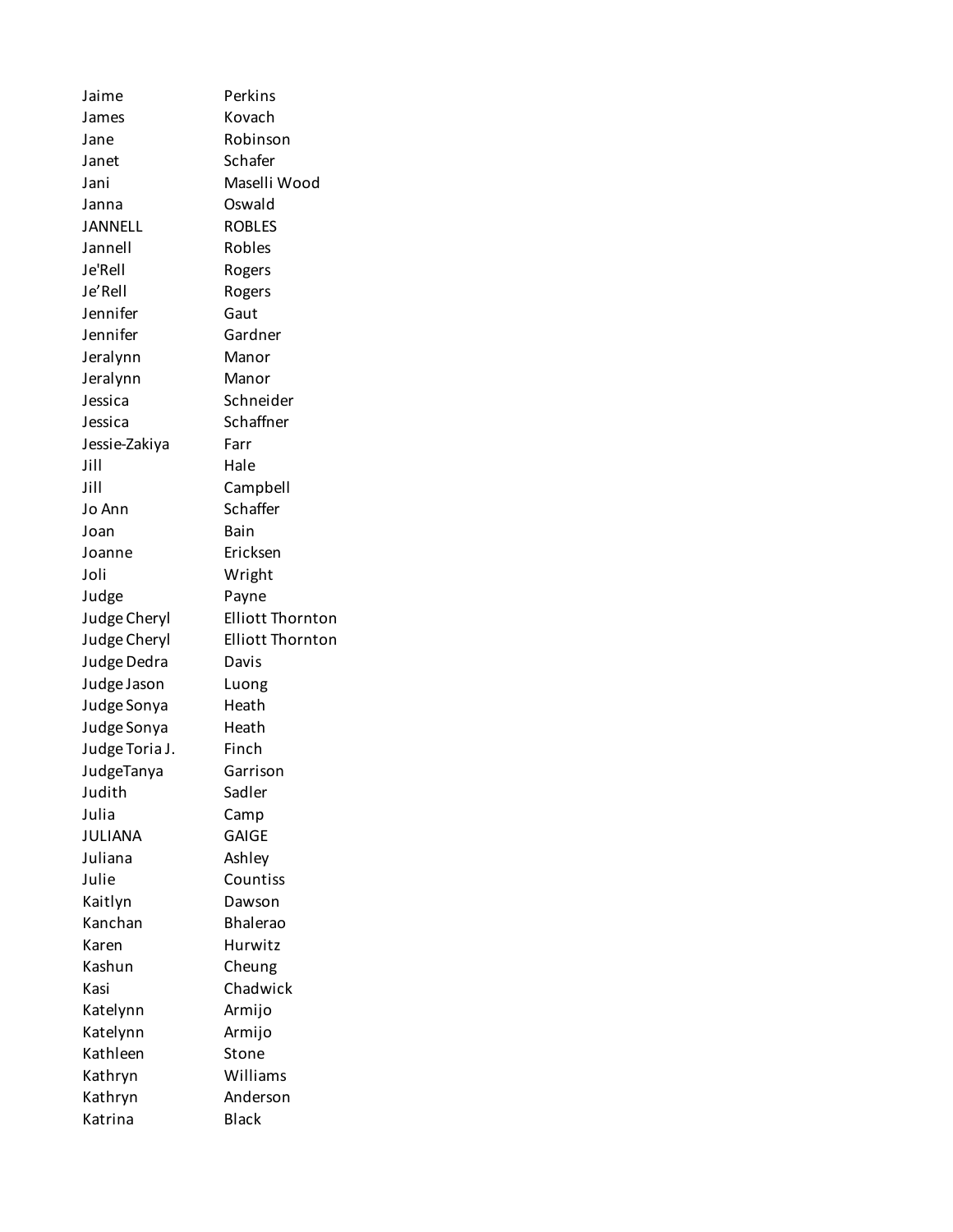| | |
|---|---|
| Jaime | Perkins |
| James | Kovach |
| Jane | Robinson |
| Janet | Schafer |
| Jani | Maselli Wood |
| Janna | Oswald |
| JANNELL | ROBLES |
| Jannell | Robles |
| Je'Rell | Rogers |
| Je’Rell | Rogers |
| Jennifer | Gaut |
| Jennifer | Gardner |
| Jeralynn | Manor |
| Jeralynn | Manor |
| Jessica | Schneider |
| Jessica | Schaffner |
| Jessie-Zakiya | Farr |
| Jill | Hale |
| Jill | Campbell |
| Jo Ann | Schaffer |
| Joan | Bain |
| Joanne | Ericksen |
| Joli | Wright |
| Judge | Payne |
| Judge Cheryl | Elliott Thornton |
| Judge Cheryl | Elliott Thornton |
| Judge Dedra | Davis |
| Judge Jason | Luong |
| Judge Sonya | Heath |
| Judge Sonya | Heath |
| Judge Toria J. | Finch |
| JudgeTanya | Garrison |
| Judith | Sadler |
| Julia | Camp |
| JULIANA | GAIGE |
| Juliana | Ashley |
| Julie | Countiss |
| Kaitlyn | Dawson |
| Kanchan | Bhalerao |
| Karen | Hurwitz |
| Kashun | Cheung |
| Kasi | Chadwick |
| Katelynn | Armijo |
| Katelynn | Armijo |
| Kathleen | Stone |
| Kathryn | Williams |
| Kathryn | Anderson |
| Katrina | Black |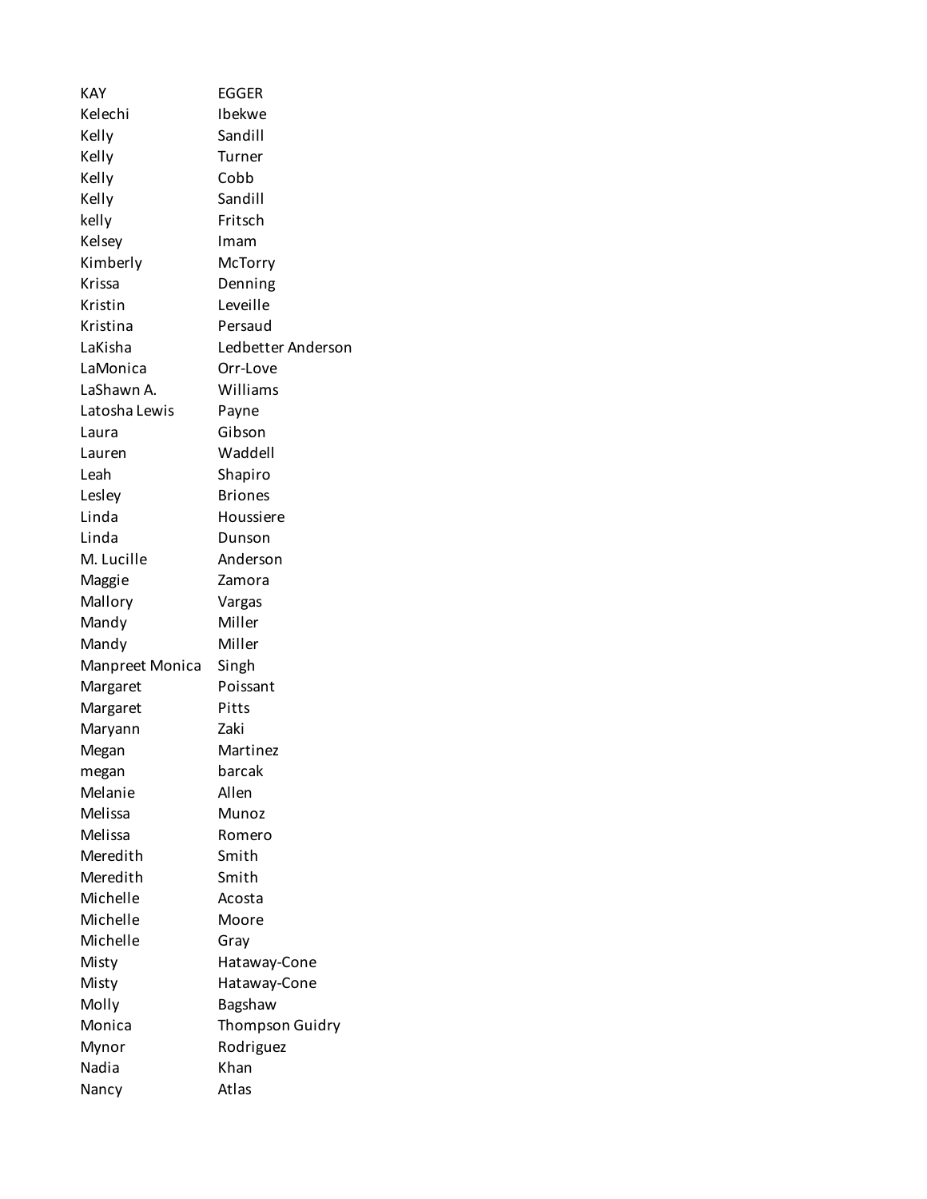| | |
|---|---|
| KAY | EGGER |
| Kelechi | Ibekwe |
| Kelly | Sandill |
| Kelly | Turner |
| Kelly | Cobb |
| Kelly | Sandill |
| kelly | Fritsch |
| Kelsey | Imam |
| Kimberly | McTorry |
| Krissa | Denning |
| Kristin | Leveille |
| Kristina | Persaud |
| LaKisha | Ledbetter Anderson |
| LaMonica | Orr-Love |
| LaShawn A. | Williams |
| Latosha Lewis | Payne |
| Laura | Gibson |
| Lauren | Waddell |
| Leah | Shapiro |
| Lesley | Briones |
| Linda | Houssiere |
| Linda | Dunson |
| M. Lucille | Anderson |
| Maggie | Zamora |
| Mallory | Vargas |
| Mandy | Miller |
| Mandy | Miller |
| Manpreet Monica | Singh |
| Margaret | Poissant |
| Margaret | Pitts |
| Maryann | Zaki |
| Megan | Martinez |
| megan | barcak |
| Melanie | Allen |
| Melissa | Munoz |
| Melissa | Romero |
| Meredith | Smith |
| Meredith | Smith |
| Michelle | Acosta |
| Michelle | Moore |
| Michelle | Gray |
| Misty | Hataway-Cone |
| Misty | Hataway-Cone |
| Molly | Bagshaw |
| Monica | Thompson Guidry |
| Mynor | Rodriguez |
| Nadia | Khan |
| Nancy | Atlas |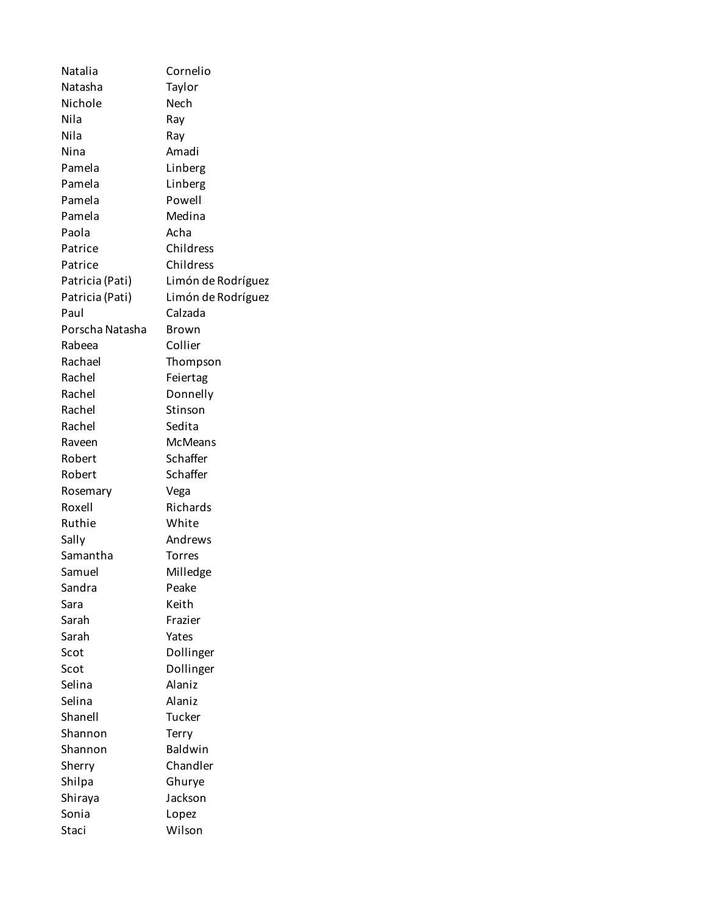| | |
|---|---|
| Natalia | Cornelio |
| Natasha | Taylor |
| Nichole | Nech |
| Nila | Ray |
| Nila | Ray |
| Nina | Amadi |
| Pamela | Linberg |
| Pamela | Linberg |
| Pamela | Powell |
| Pamela | Medina |
| Paola | Acha |
| Patrice | Childress |
| Patrice | Childress |
| Patricia (Pati) | Limón de Rodríguez |
| Patricia (Pati) | Limón de Rodríguez |
| Paul | Calzada |
| Porscha Natasha | Brown |
| Rabeea | Collier |
| Rachael | Thompson |
| Rachel | Feiertag |
| Rachel | Donnelly |
| Rachel | Stinson |
| Rachel | Sedita |
| Raveen | McMeans |
| Robert | Schaffer |
| Robert | Schaffer |
| Rosemary | Vega |
| Roxell | Richards |
| Ruthie | White |
| Sally | Andrews |
| Samantha | Torres |
| Samuel | Milledge |
| Sandra | Peake |
| Sara | Keith |
| Sarah | Frazier |
| Sarah | Yates |
| Scot | Dollinger |
| Scot | Dollinger |
| Selina | Alaniz |
| Selina | Alaniz |
| Shanell | Tucker |
| Shannon | Terry |
| Shannon | Baldwin |
| Sherry | Chandler |
| Shilpa | Ghurye |
| Shiraya | Jackson |
| Sonia | Lopez |
| Staci | Wilson |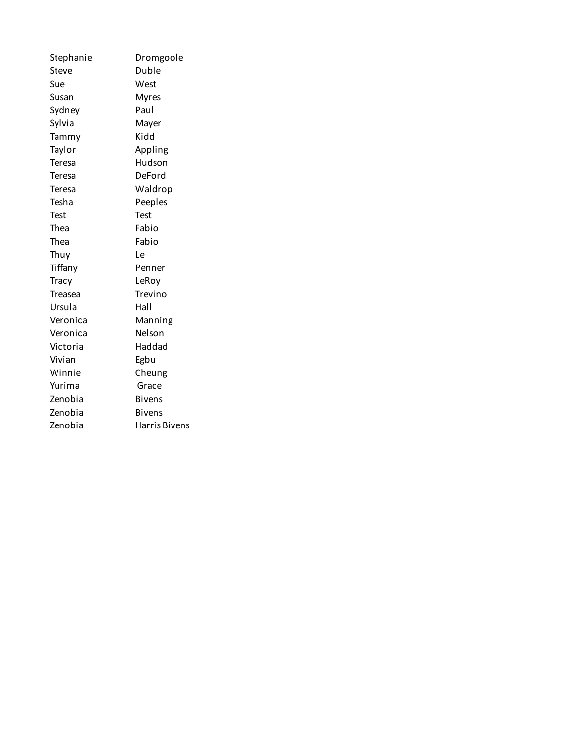| | |
|---|---|
| Stephanie | Dromgoole |
| Steve | Duble |
| Sue | West |
| Susan | Myres |
| Sydney | Paul |
| Sylvia | Mayer |
| Tammy | Kidd |
| Taylor | Appling |
| Teresa | Hudson |
| Teresa | DeFord |
| Teresa | Waldrop |
| Tesha | Peeples |
| Test | Test |
| Thea | Fabio |
| Thea | Fabio |
| Thuy | Le |
| Tiffany | Penner |
| Tracy | LeRoy |
| Treasea | Trevino |
| Ursula | Hall |
| Veronica | Manning |
| Veronica | Nelson |
| Victoria | Haddad |
| Vivian | Egbu |
| Winnie | Cheung |
| Yurima | Grace |
| Zenobia | Bivens |
| Zenobia | Bivens |
| Zenobia | Harris Bivens |